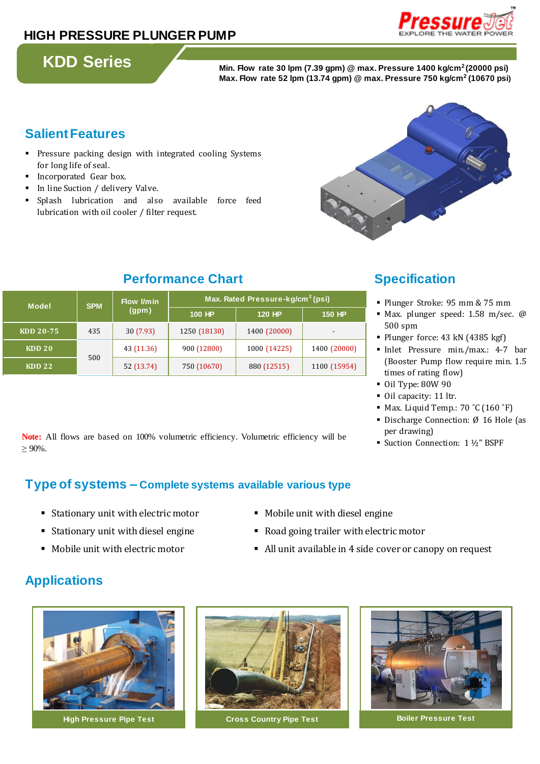# HIGH PRESSURE PLUNGER PUMP

## KDD Series

**Min. Flow rate 30 lpm (7.39 gpm) @ max. Pressure 1400 kg/cm² (20000 psi)**
**Max. Flow rate 52 lpm (13.74 gpm) @ max. Pressure 750 kg/cm² (10670 psi)**

## Salient Features

- Pressure packing design with integrated cooling Systems for long life of seal.
- Incorporated Gear box.
- In line Suction / delivery Valve.
- Splash lubrication and also available force feed lubrication with oil cooler / filter request.

## Performance Chart

| Model | SPM | Flow l/min (gpm) | Max. Rated Pressure-kg/cm² (psi) | | |
|---|---|---|---|---|---|
| | | | 100 HP | 120 HP | 150 HP |
| KDD 20-75 | 435 | 30 (7.93) | 1250 (18130) | 1400 (20000) | - |
| KDD 20 | 500 | 43 (11.36) | 900 (12800) | 1000 (14225) | 1400 (20000) |
| KDD 22 | | 52 (13.74) | 750 (10670) | 880 (12515) | 1100 (15954) |

**Note:** All flows are based on 100% volumetric efficiency. Volumetric efficiency will be ≥ 90%.

## Specification

- Plunger Stroke: 95 mm & 75 mm
- Max. plunger speed: 1.58 m/sec. @ 500 spm
- Plunger force: 43 kN (4385 kgf)
- Inlet Pressure min./max.: 4-7 bar (Booster Pump flow require min. 1.5 times of rating flow)
- Oil Type: 80W 90
- Oil capacity: 11 ltr.
- Max. Liquid Temp.: 70 ˚C (160 ˚F)
- Discharge Connection: Ø 16 Hole (as per drawing)
- Suction Connection: 1 ½" BSPF

## Type of systems – Complete systems available various type

- Stationary unit with electric motor
- Stationary unit with diesel engine
- Mobile unit with electric motor
- Mobile unit with diesel engine
- Road going trailer with electric motor
- All unit available in 4 side cover or canopy on request

## Applications

High Pressure Pipe Test

Cross Country Pipe Test

Boiler Pressure Test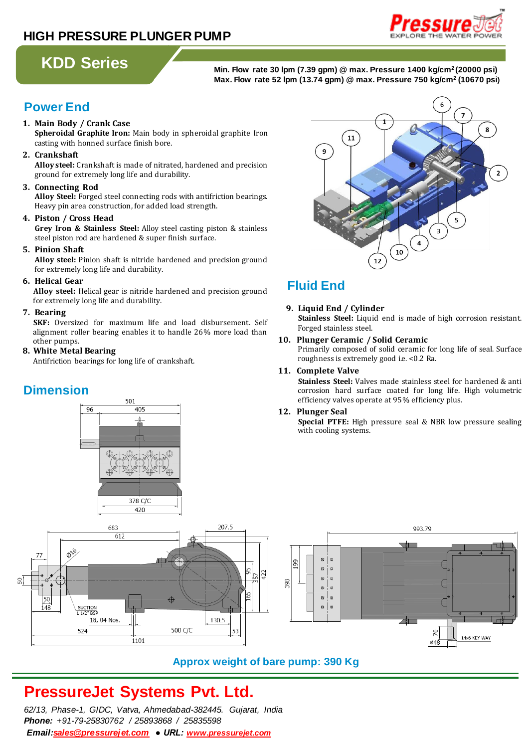# HIGH PRESSURE PLUNGER PUMP

## KDD Series

**Min. Flow rate 30 lpm (7.39 gpm) @ max. Pressure 1400 kg/cm² (20000 psi)**
**Max. Flow rate 52 lpm (13.74 gpm) @ max. Pressure 750 kg/cm² (10670 psi)**

## Power End

1. **Main Body / Crank Case**
   **Spheroidal Graphite Iron:** Main body in spheroidal graphite Iron casting with honned surface finish bore.
2. **Crankshaft**
   **Alloy steel:** Crankshaft is made of nitrated, hardened and precision ground for extremely long life and durability.
3. **Connecting Rod**
   **Alloy Steel:** Forged steel connecting rods with antifriction bearings. Heavy pin area construction, for added load strength.
4. **Piston / Cross Head**
   **Grey Iron & Stainless Steel:** Alloy steel casting piston & stainless steel piston rod are hardened & super finish surface.
5. **Pinion Shaft**
   **Alloy steel:** Pinion shaft is nitride hardened and precision ground for extremely long life and durability.
6. **Helical Gear**
   **Alloy steel:** Helical gear is nitride hardened and precision ground for extremely long life and durability.
7. **Bearing**
   **SKF:** Oversized for maximum life and load disbursement. Self alignment roller bearing enables it to handle 26% more load than other pumps.
8. **White Metal Bearing**
   Antifriction bearings for long life of crankshaft.

## Fluid End

9. **Liquid End / Cylinder**
   **Stainless Steel:** Liquid end is made of high corrosion resistant. Forged stainless steel.
10. **Plunger Ceramic / Solid Ceramic**
    Primarily composed of solid ceramic for long life of seal. Surface roughness is extremely good i.e. <0.2 Ra.
11. **Complete Valve**
    **Stainless Steel:** Valves made stainless steel for hardened & anti corrosion hard surface coated for long life. High volumetric efficiency valves operate at 95% efficiency plus.
12. **Plunger Seal**
    **Special PTFE:** High pressure seal & NBR low pressure sealing with cooling systems.

## Dimension

501
96
405
378 C/C
420

683
612
207.5
77
Ø16
50
50
148
SUCTION
1 1/2" BSP
18, 04 Nos.
95
357
422
165
130.5
524
500 C/C
53
1101

993.79
199
398
70
Ø48
14x6 KEY WAY

**Approx weight of bare pump: 390 Kg**

# PressureJet Systems Pvt. Ltd.

*62/13, Phase-1, GIDC, Vatva, Ahmedabad-382445. Gujarat, India*
***Phone:** +91-79-25830762 / 25893868 / 25835598*
***Email:** sales@pressurejet.com ● **URL:** www.pressurejet.com*